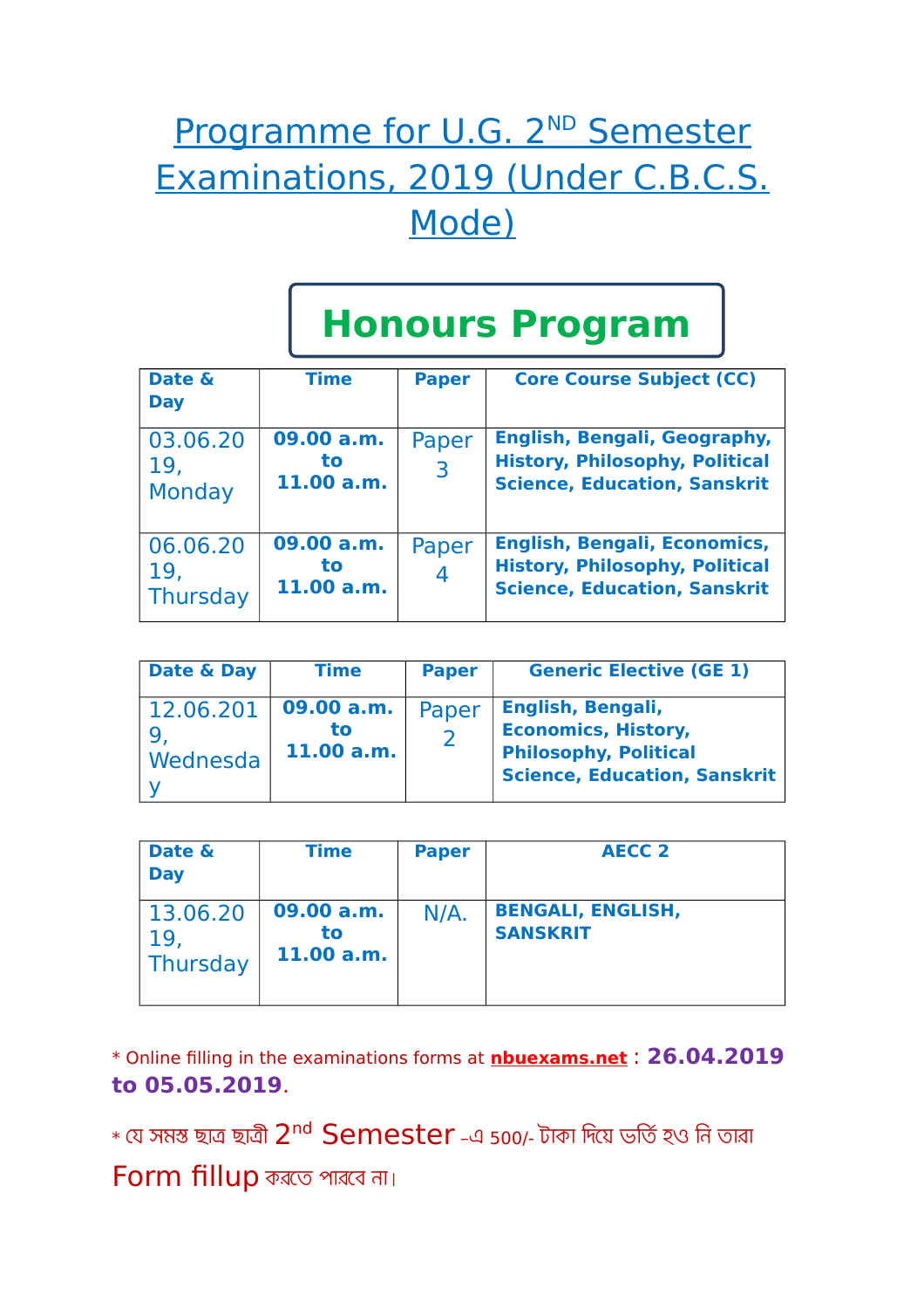# Programme for U.G. 2ND Semester Examinations, 2019 (Under C.B.C.S. Mode)

## Honours Program

| Date & Day | Time | Paper | Core Course Subject (CC) |
|---|---|---|---|
| 03.06.2019, Monday | **09.00 a.m. to 11.00 a.m.** | Paper 3 | **English, Bengali, Geography, History, Philosophy, Political Science, Education, Sanskrit** |
| 06.06.2019, Thursday | **09.00 a.m. to 11.00 a.m.** | Paper 4 | **English, Bengali, Economics, History, Philosophy, Political Science, Education, Sanskrit** |

| Date & Day | Time | Paper | Generic Elective (GE 1) |
|---|---|---|---|
| 12.06.2019, Wednesday | **09.00 a.m. to 11.00 a.m.** | Paper 2 | **English, Bengali, Economics, History, Philosophy, Political Science, Education, Sanskrit** |

| Date & Day | Time | Paper | AECC 2 |
|---|---|---|---|
| 13.06.2019, Thursday | **09.00 a.m. to 11.00 a.m.** | N/A. | **BENGALI, ENGLISH, SANSKRIT** |

* Online filling in the examinations forms at **nbuexams.net** : **26.04.2019 to 05.05.2019**.

* যে সমস্ত ছাত্র ছাত্রী 2nd Semester –এ 500/- টাকা দিয়ে ভর্তি হও নি তারা Form fillup করতে পারবে না।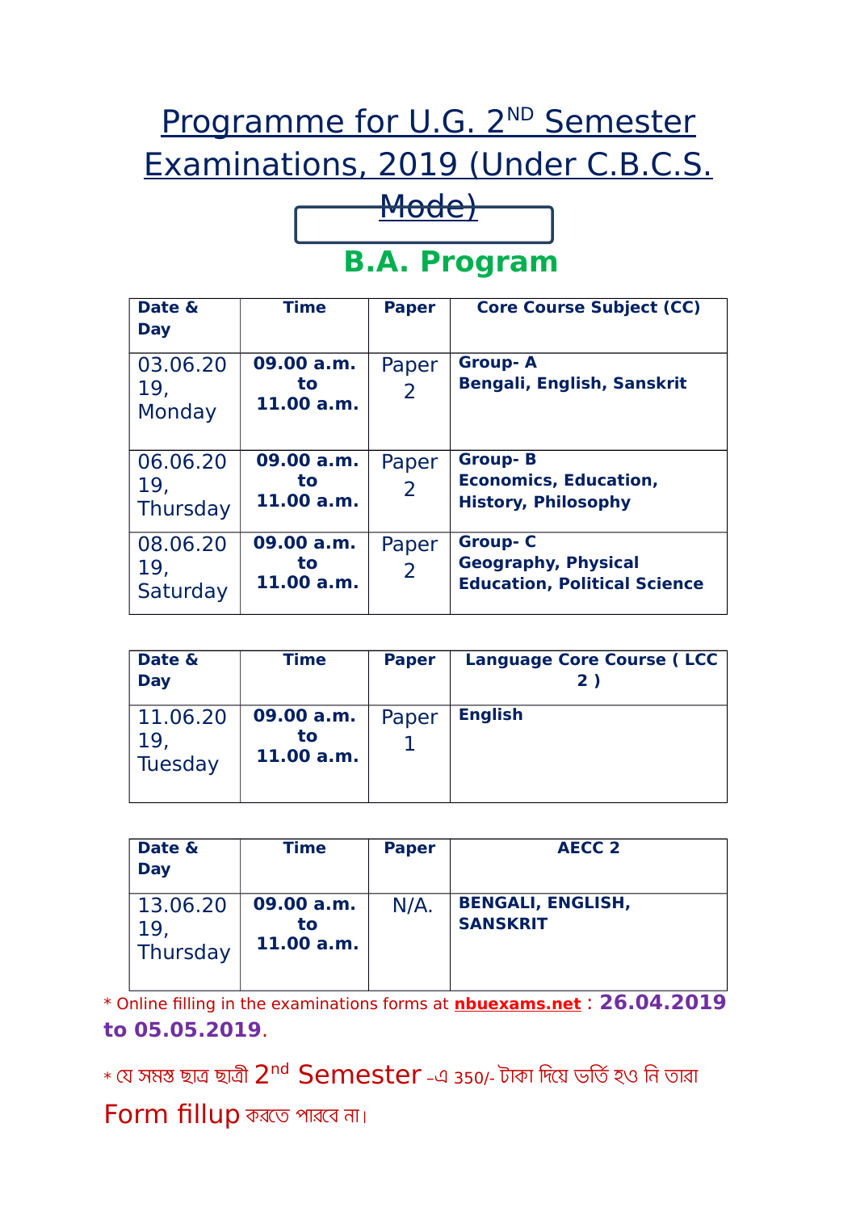# Programme for U.G. 2^ND Semester Examinations, 2019 (Under C.B.C.S. Mode)

## B.A. Program

| Date & Day | Time | Paper | Core Course Subject (CC) |
|---|---|---|---|
| 03.06.2019, Monday | **09.00 a.m. to 11.00 a.m.** | Paper 2 | **Group- A**<br>**Bengali, English, Sanskrit** |
| 06.06.2019, Thursday | **09.00 a.m. to 11.00 a.m.** | Paper 2 | **Group- B**<br>**Economics, Education, History, Philosophy** |
| 08.06.2019, Saturday | **09.00 a.m. to 11.00 a.m.** | Paper 2 | **Group- C**<br>**Geography, Physical Education, Political Science** |

| Date & Day | Time | Paper | Language Core Course ( LCC 2 ) |
|---|---|---|---|
| 11.06.2019, Tuesday | **09.00 a.m. to 11.00 a.m.** | Paper 1 | **English** |

| Date & Day | Time | Paper | AECC 2 |
|---|---|---|---|
| 13.06.2019, Thursday | **09.00 a.m. to 11.00 a.m.** | N/A. | **BENGALI, ENGLISH, SANSKRIT** |

* Online filling in the examinations forms at **nbuexams.net** : **26.04.2019 to 05.05.2019**.

* যে সমস্ত ছাত্র ছাত্রী 2nd Semester –এ 350/- টাকা দিয়ে ভর্তি হও নি তারা Form fillup করতে পারবে না।